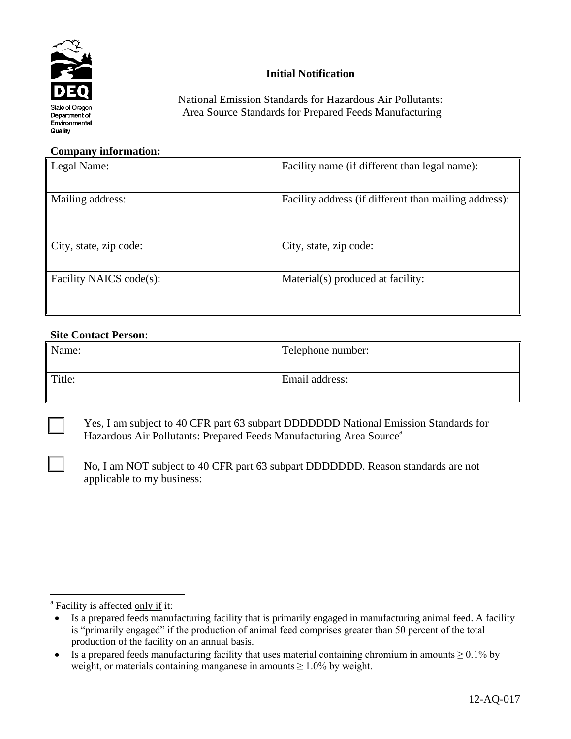State of Oregon Department of Environmental Quality

# Initial Notification

National Emission Standards for Hazardous Air Pollutants:
Area Source Standards for Prepared Feeds Manufacturing

**Company information:**

| Legal Name: | Facility name (if different than legal name): |
|---|---|
| Mailing address: | Facility address (if different than mailing address): |
| City, state, zip code: | City, state, zip code: |
| Facility NAICS code(s): | Material(s) produced at facility: |

**Site Contact Person**:

| Name: | Telephone number: |
|---|---|
| Title: | Email address: |

☐ Yes, I am subject to 40 CFR part 63 subpart DDDDDDD National Emission Standards for Hazardous Air Pollutants: Prepared Feeds Manufacturing Area Source[a]

☐ No, I am NOT subject to 40 CFR part 63 subpart DDDDDDD. Reason standards are not applicable to my business:

---

[a] Facility is affected only if it:

- Is a prepared feeds manufacturing facility that is primarily engaged in manufacturing animal feed. A facility is "primarily engaged" if the production of animal feed comprises greater than 50 percent of the total production of the facility on an annual basis.
- Is a prepared feeds manufacturing facility that uses material containing chromium in amounts $\geq$ 0.1% by weight, or materials containing manganese in amounts $\geq$ 1.0% by weight.

12-AQ-017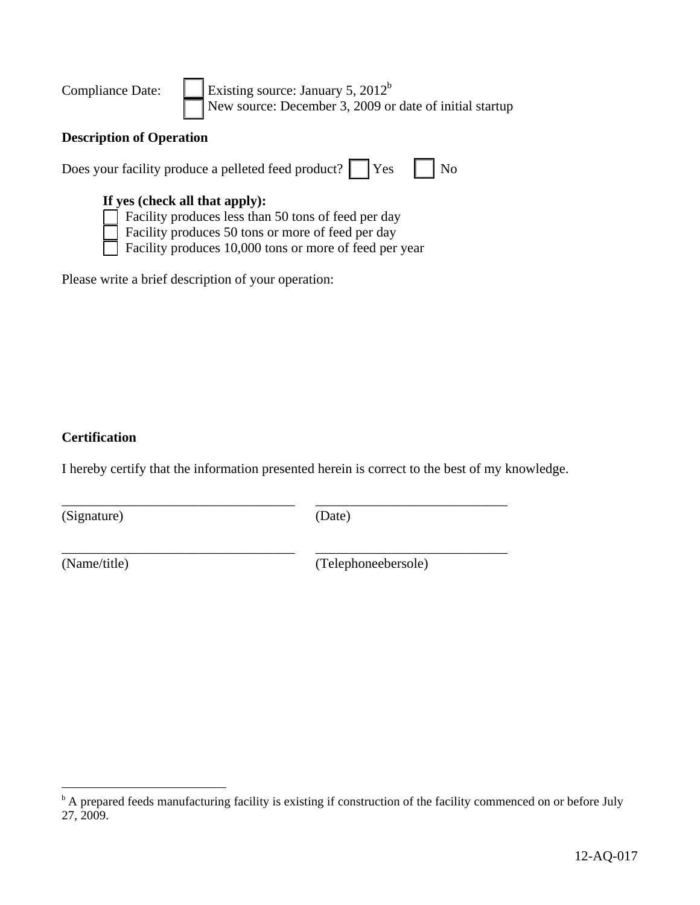Compliance Date:

☐ Existing source: January 5, 2012[b]
☐ New source: December 3, 2009 or date of initial startup

**Description of Operation**

Does your facility produce a pelleted feed product? ☐ Yes ☐ No

**If yes (check all that apply):**

☐ Facility produces less than 50 tons of feed per day
☐ Facility produces 50 tons or more of feed per day
☐ Facility produces 10,000 tons or more of feed per year

Please write a brief description of your operation:

**Certification**

I hereby certify that the information presented herein is correct to the best of my knowledge.

| | |
|---|---|
| ______________________________ | ______________________________ |
| (Signature) | (Date) |
| ______________________________ | ______________________________ |
| (Name/title) | (Telephoneebersole) |

---

[b] A prepared feeds manufacturing facility is existing if construction of the facility commenced on or before July 27, 2009.

12-AQ-017